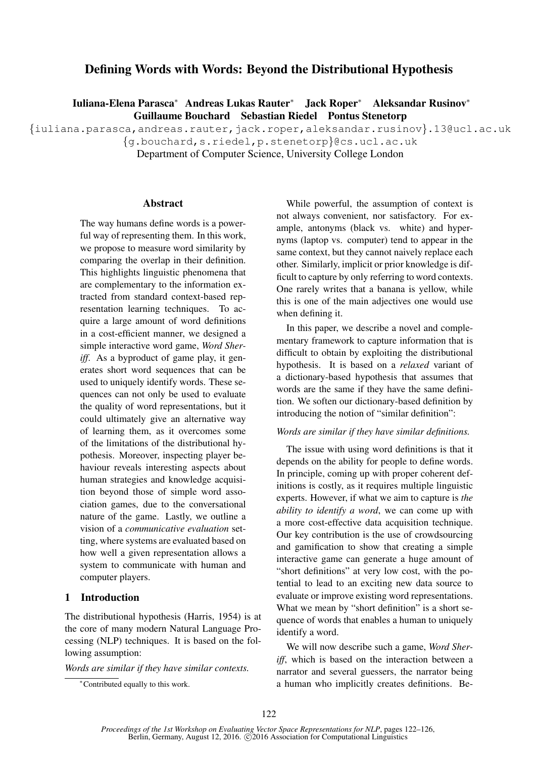# Defining Words with Words: Beyond the Distributional Hypothesis

**Iuliana-Elena Parasca[*] Andreas Lukas Rauter[*] Jack Roper[*] Aleksandar Rusinov[*]**
**Guillaume Bouchard Sebastian Riedel Pontus Stenetorp**

{iuliana.parasca,andreas.rauter,jack.roper,aleksandar.rusinov}.13@ucl.ac.uk
{g.bouchard,s.riedel,p.stenetorp}@cs.ucl.ac.uk
Department of Computer Science, University College London

## Abstract

The way humans define words is a powerful way of representing them. In this work, we propose to measure word similarity by comparing the overlap in their definition. This highlights linguistic phenomena that are complementary to the information extracted from standard context-based representation learning techniques. To acquire a large amount of word definitions in a cost-efficient manner, we designed a simple interactive word game, *Word Sheriff*. As a byproduct of game play, it generates short word sequences that can be used to uniquely identify words. These sequences can not only be used to evaluate the quality of word representations, but it could ultimately give an alternative way of learning them, as it overcomes some of the limitations of the distributional hypothesis. Moreover, inspecting player behaviour reveals interesting aspects about human strategies and knowledge acquisition beyond those of simple word association games, due to the conversational nature of the game. Lastly, we outline a vision of a *communicative evaluation* setting, where systems are evaluated based on how well a given representation allows a system to communicate with human and computer players.

## 1 Introduction

The distributional hypothesis (Harris, 1954) is at the core of many modern Natural Language Processing (NLP) techniques. It is based on the following assumption:

*Words are similar if they have similar contexts.*

While powerful, the assumption of context is not always convenient, nor satisfactory. For example, antonyms (black vs. white) and hypernyms (laptop vs. computer) tend to appear in the same context, but they cannot naively replace each other. Similarly, implicit or prior knowledge is difficult to capture by only referring to word contexts. One rarely writes that a banana is yellow, while this is one of the main adjectives one would use when defining it.

In this paper, we describe a novel and complementary framework to capture information that is difficult to obtain by exploiting the distributional hypothesis. It is based on a *relaxed* variant of a dictionary-based hypothesis that assumes that words are the same if they have the same definition. We soften our dictionary-based definition by introducing the notion of "similar definition":

*Words are similar if they have similar definitions.*

The issue with using word definitions is that it depends on the ability for people to define words. In principle, coming up with proper coherent definitions is costly, as it requires multiple linguistic experts. However, if what we aim to capture is *the ability to identify a word*, we can come up with a more cost-effective data acquisition technique. Our key contribution is the use of crowdsourcing and gamification to show that creating a simple interactive game can generate a huge amount of "short definitions" at very low cost, with the potential to lead to an exciting new data source to evaluate or improve existing word representations. What we mean by "short definition" is a short sequence of words that enables a human to uniquely identify a word.

We will now describe such a game, *Word Sheriff*, which is based on the interaction between a narrator and several guessers, the narrator being a human who implicitly creates definitions. Be-

[*] Contributed equally to this work.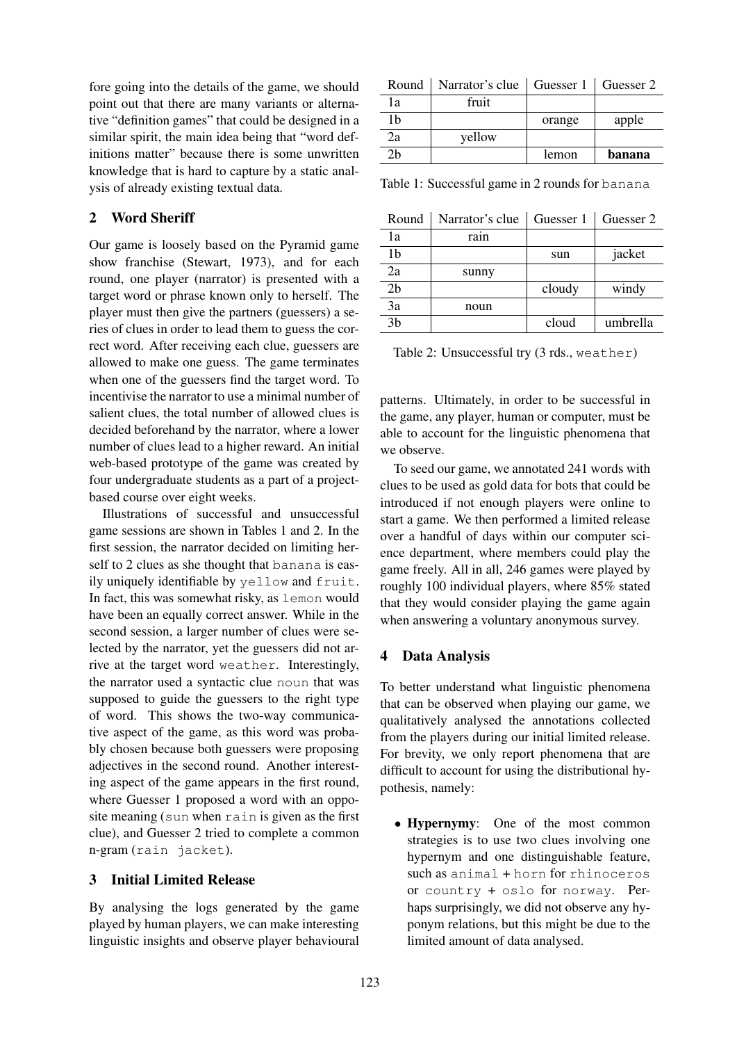fore going into the details of the game, we should point out that there are many variants or alternative "definition games" that could be designed in a similar spirit, the main idea being that "word definitions matter" because there is some unwritten knowledge that is hard to capture by a static analysis of already existing textual data.

## 2 Word Sheriff

Our game is loosely based on the Pyramid game show franchise (Stewart, 1973), and for each round, one player (narrator) is presented with a target word or phrase known only to herself. The player must then give the partners (guessers) a series of clues in order to lead them to guess the correct word. After receiving each clue, guessers are allowed to make one guess. The game terminates when one of the guessers find the target word. To incentivise the narrator to use a minimal number of salient clues, the total number of allowed clues is decided beforehand by the narrator, where a lower number of clues lead to a higher reward. An initial web-based prototype of the game was created by four undergraduate students as a part of a project-based course over eight weeks.

Illustrations of successful and unsuccessful game sessions are shown in Tables 1 and 2. In the first session, the narrator decided on limiting herself to 2 clues as she thought that `banana` is easily uniquely identifiable by `yellow` and `fruit`. In fact, this was somewhat risky, as `lemon` would have been an equally correct answer. While in the second session, a larger number of clues were selected by the narrator, yet the guessers did not arrive at the target word `weather`. Interestingly, the narrator used a syntactic clue `noun` that was supposed to guide the guessers to the right type of word. This shows the two-way communicative aspect of the game, as this word was probably chosen because both guessers were proposing adjectives in the second round. Another interesting aspect of the game appears in the first round, where Guesser 1 proposed a word with an opposite meaning (`sun` when `rain` is given as the first clue), and Guesser 2 tried to complete a common n-gram (`rain jacket`).

| Round | Narrator's clue | Guesser 1 | Guesser 2 |
|---|---|---|---|
| 1a | fruit | | |
| 1b | | orange | apple |
| 2a | yellow | | |
| 2b | | lemon | **banana** |

Table 1: Successful game in 2 rounds for `banana`

| Round | Narrator's clue | Guesser 1 | Guesser 2 |
|---|---|---|---|
| 1a | rain | | |
| 1b | | sun | jacket |
| 2a | sunny | | |
| 2b | | cloudy | windy |
| 3a | noun | | |
| 3b | | cloud | umbrella |

Table 2: Unsuccessful try (3 rds., `weather`)

## 3 Initial Limited Release

By analysing the logs generated by the game played by human players, we can make interesting linguistic insights and observe player behavioural patterns. Ultimately, in order to be successful in the game, any player, human or computer, must be able to account for the linguistic phenomena that we observe.

To seed our game, we annotated 241 words with clues to be used as gold data for bots that could be introduced if not enough players were online to start a game. We then performed a limited release over a handful of days within our computer science department, where members could play the game freely. All in all, 246 games were played by roughly 100 individual players, where 85% stated that they would consider playing the game again when answering a voluntary anonymous survey.

## 4 Data Analysis

To better understand what linguistic phenomena that can be observed when playing our game, we qualitatively analysed the annotations collected from the players during our initial limited release. For brevity, we only report phenomena that are difficult to account for using the distributional hypothesis, namely:

- **Hypernymy**: One of the most common strategies is to use two clues involving one hypernym and one distinguishable feature, such as `animal` + `horn` for `rhinoceros` or `country` + `oslo` for `norway`. Perhaps surprisingly, we did not observe any hyponym relations, but this might be due to the limited amount of data analysed.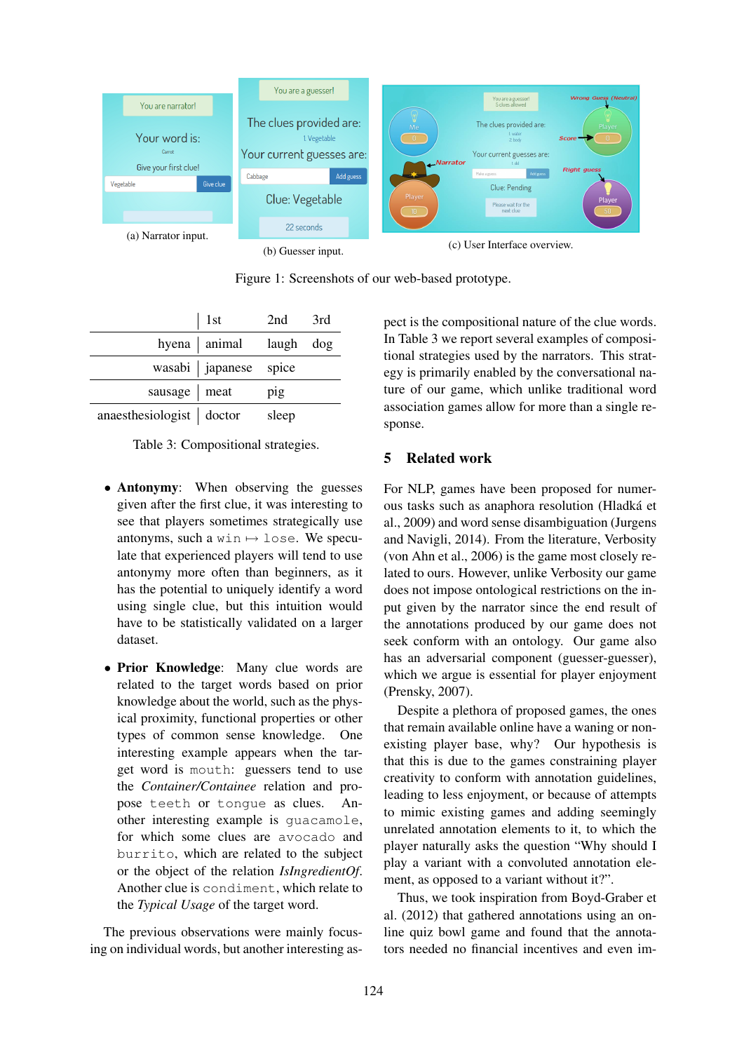(a) Narrator input.

(b) Guesser input.

(c) User Interface overview.

Figure 1: Screenshots of our web-based prototype.

| | 1st | 2nd | 3rd |
|---|---|---|---|
| hyena | animal | laugh | dog |
| wasabi | japanese | spice | |
| sausage | meat | pig | |
| anaesthesiologist | doctor | sleep | |

Table 3: Compositional strategies.

- **Antonymy**: When observing the guesses given after the first clue, it was interesting to see that players sometimes strategically use antonyms, such a `win` $\mapsto$ `lose`. We speculate that experienced players will tend to use antonymy more often than beginners, as it has the potential to uniquely identify a word using single clue, but this intuition would have to be statistically validated on a larger dataset.

- **Prior Knowledge**: Many clue words are related to the target words based on prior knowledge about the world, such as the physical proximity, functional properties or other types of common sense knowledge. One interesting example appears when the target word is `mouth`: guessers tend to use the *Container/Containee* relation and propose `teeth` or `tongue` as clues. Another interesting example is `guacamole`, for which some clues are `avocado` and `burrito`, which are related to the subject or the object of the relation *IsIngredientOf*. Another clue is `condiment`, which relate to the *Typical Usage* of the target word.

The previous observations were mainly focusing on individual words, but another interesting aspect is the compositional nature of the clue words. In Table 3 we report several examples of compositional strategies used by the narrators. This strategy is primarily enabled by the conversational nature of our game, which unlike traditional word association games allow for more than a single response.

## 5 Related work

For NLP, games have been proposed for numerous tasks such as anaphora resolution (Hladká et al., 2009) and word sense disambiguation (Jurgens and Navigli, 2014). From the literature, Verbosity (von Ahn et al., 2006) is the game most closely related to ours. However, unlike Verbosity our game does not impose ontological restrictions on the input given by the narrator since the end result of the annotations produced by our game does not seek conform with an ontology. Our game also has an adversarial component (guesser-guesser), which we argue is essential for player enjoyment (Prensky, 2007).

Despite a plethora of proposed games, the ones that remain available online have a waning or non-existing player base, why? Our hypothesis is that this is due to the games constraining player creativity to conform with annotation guidelines, leading to less enjoyment, or because of attempts to mimic existing games and adding seemingly unrelated annotation elements to it, to which the player naturally asks the question "Why should I play a variant with a convoluted annotation element, as opposed to a variant without it?".

Thus, we took inspiration from Boyd-Graber et al. (2012) that gathered annotations using an online quiz bowl game and found that the annotators needed no financial incentives and even im-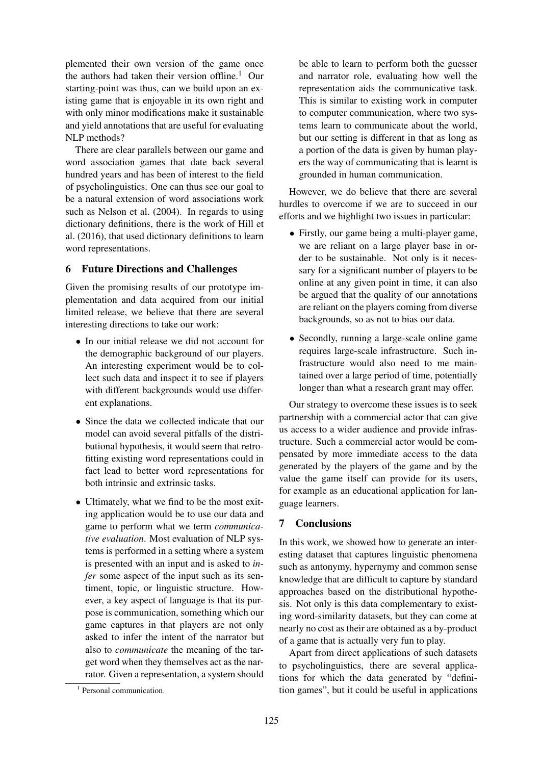plemented their own version of the game once the authors had taken their version offline.[1] Our starting-point was thus, can we build upon an existing game that is enjoyable in its own right and with only minor modifications make it sustainable and yield annotations that are useful for evaluating NLP methods?

There are clear parallels between our game and word association games that date back several hundred years and has been of interest to the field of psycholinguistics. One can thus see our goal to be a natural extension of word associations work such as Nelson et al. (2004). In regards to using dictionary definitions, there is the work of Hill et al. (2016), that used dictionary definitions to learn word representations.

## 6 Future Directions and Challenges

Given the promising results of our prototype implementation and data acquired from our initial limited release, we believe that there are several interesting directions to take our work:

- In our initial release we did not account for the demographic background of our players. An interesting experiment would be to collect such data and inspect it to see if players with different backgrounds would use different explanations.
- Since the data we collected indicate that our model can avoid several pitfalls of the distributional hypothesis, it would seem that retrofitting existing word representations could in fact lead to better word representations for both intrinsic and extrinsic tasks.
- Ultimately, what we find to be the most exiting application would be to use our data and game to perform what we term *communicative evaluation*. Most evaluation of NLP systems is performed in a setting where a system is presented with an input and is asked to *infer* some aspect of the input such as its sentiment, topic, or linguistic structure. However, a key aspect of language is that its purpose is communication, something which our game captures in that players are not only asked to infer the intent of the narrator but also to *communicate* the meaning of the target word when they themselves act as the narrator. Given a representation, a system should be able to learn to perform both the guesser and narrator role, evaluating how well the representation aids the communicative task. This is similar to existing work in computer to computer communication, where two systems learn to communicate about the world, but our setting is different in that as long as a portion of the data is given by human players the way of communicating that is learnt is grounded in human communication.

However, we do believe that there are several hurdles to overcome if we are to succeed in our efforts and we highlight two issues in particular:

- Firstly, our game being a multi-player game, we are reliant on a large player base in order to be sustainable. Not only is it necessary for a significant number of players to be online at any given point in time, it can also be argued that the quality of our annotations are reliant on the players coming from diverse backgrounds, so as not to bias our data.
- Secondly, running a large-scale online game requires large-scale infrastructure. Such infrastructure would also need to me maintained over a large period of time, potentially longer than what a research grant may offer.

Our strategy to overcome these issues is to seek partnership with a commercial actor that can give us access to a wider audience and provide infrastructure. Such a commercial actor would be compensated by more immediate access to the data generated by the players of the game and by the value the game itself can provide for its users, for example as an educational application for language learners.

## 7 Conclusions

In this work, we showed how to generate an interesting dataset that captures linguistic phenomena such as antonymy, hypernymy and common sense knowledge that are difficult to capture by standard approaches based on the distributional hypothesis. Not only is this data complementary to existing word-similarity datasets, but they can come at nearly no cost as their are obtained as a by-product of a game that is actually very fun to play.

Apart from direct applications of such datasets to psycholinguistics, there are several applications for which the data generated by "definition games", but it could be useful in applications

[1] Personal communication.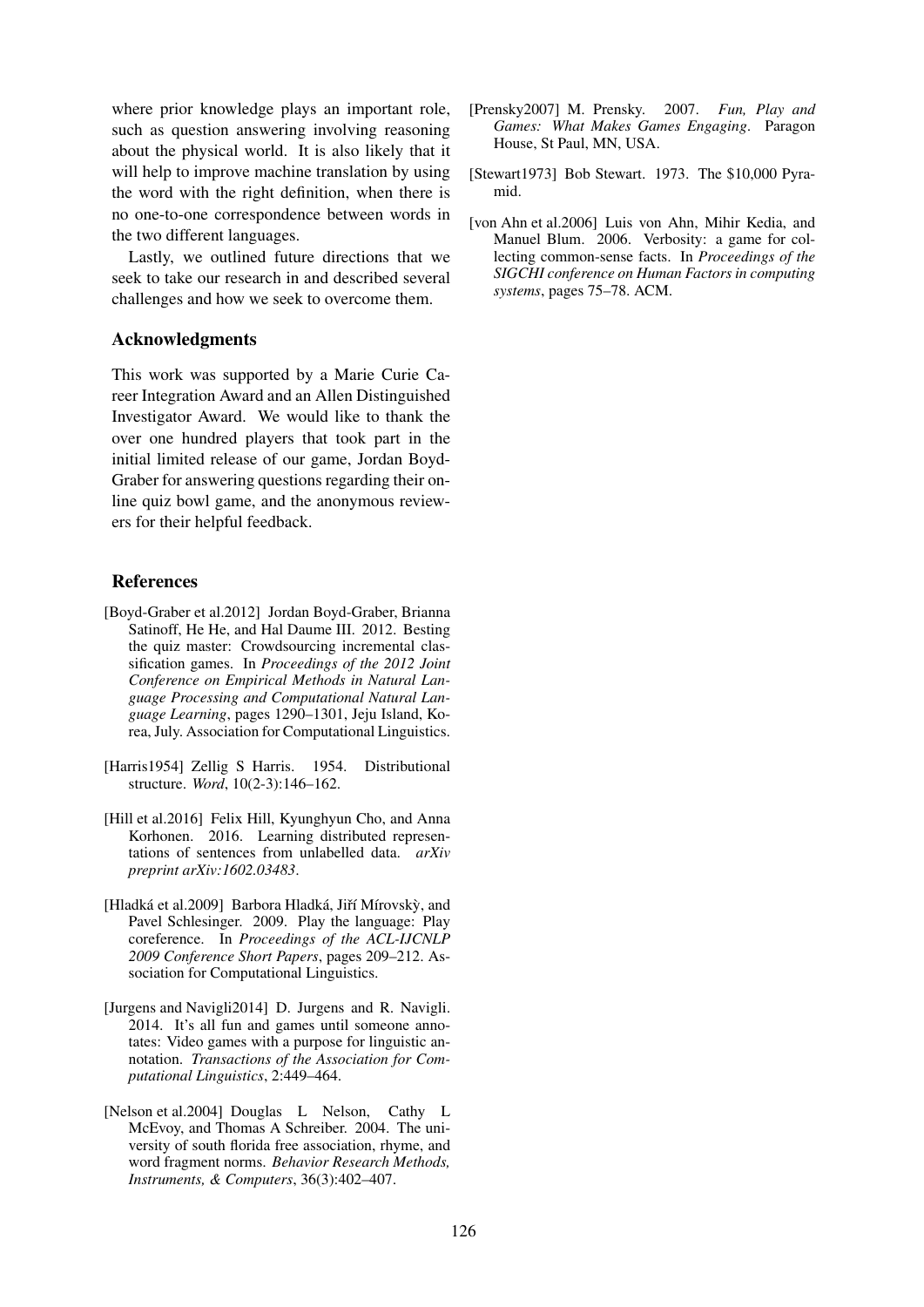where prior knowledge plays an important role, such as question answering involving reasoning about the physical world. It is also likely that it will help to improve machine translation by using the word with the right definition, when there is no one-to-one correspondence between words in the two different languages.

Lastly, we outlined future directions that we seek to take our research in and described several challenges and how we seek to overcome them.

## Acknowledgments

This work was supported by a Marie Curie Career Integration Award and an Allen Distinguished Investigator Award. We would like to thank the over one hundred players that took part in the initial limited release of our game, Jordan Boyd-Graber for answering questions regarding their online quiz bowl game, and the anonymous reviewers for their helpful feedback.

## References

[Boyd-Graber et al.2012] Jordan Boyd-Graber, Brianna Satinoff, He He, and Hal Daume III. 2012. Besting the quiz master: Crowdsourcing incremental classification games. In *Proceedings of the 2012 Joint Conference on Empirical Methods in Natural Language Processing and Computational Natural Language Learning*, pages 1290–1301, Jeju Island, Korea, July. Association for Computational Linguistics.

[Harris1954] Zellig S Harris. 1954. Distributional structure. *Word*, 10(2-3):146–162.

[Hill et al.2016] Felix Hill, Kyunghyun Cho, and Anna Korhonen. 2016. Learning distributed representations of sentences from unlabelled data. *arXiv preprint arXiv:1602.03483*.

[Hladká et al.2009] Barbora Hladká, Jiří Mírovskỳ, and Pavel Schlesinger. 2009. Play the language: Play coreference. In *Proceedings of the ACL-IJCNLP 2009 Conference Short Papers*, pages 209–212. Association for Computational Linguistics.

[Jurgens and Navigli2014] D. Jurgens and R. Navigli. 2014. It's all fun and games until someone annotates: Video games with a purpose for linguistic annotation. *Transactions of the Association for Computational Linguistics*, 2:449–464.

[Nelson et al.2004] Douglas L Nelson, Cathy L McEvoy, and Thomas A Schreiber. 2004. The university of south florida free association, rhyme, and word fragment norms. *Behavior Research Methods, Instruments, & Computers*, 36(3):402–407.

[Prensky2007] M. Prensky. 2007. *Fun, Play and Games: What Makes Games Engaging*. Paragon House, St Paul, MN, USA.

[Stewart1973] Bob Stewart. 1973. The $10,000 Pyramid.

[von Ahn et al.2006] Luis von Ahn, Mihir Kedia, and Manuel Blum. 2006. Verbosity: a game for collecting common-sense facts. In *Proceedings of the SIGCHI conference on Human Factors in computing systems*, pages 75–78. ACM.